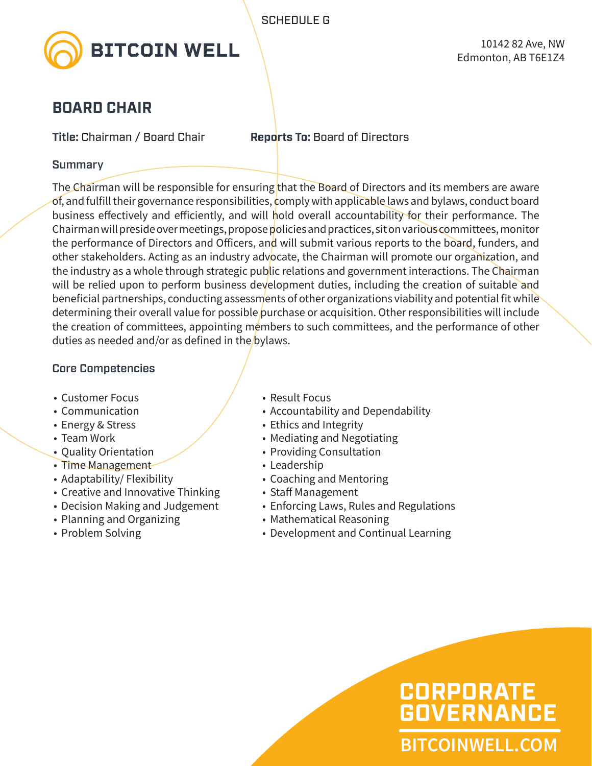SCHEDULE G

**BITCOIN WELL**

10142 82 Ave, NW
Edmonton, AB T6E1Z4

# BOARD CHAIR

**Title:** Chairman / Board Chair **Reports To:** Board of Directors

### Summary

The Chairman will be responsible for ensuring that the Board of Directors and its members are aware of, and fulfill their governance responsibilities, comply with applicable laws and bylaws, conduct board business effectively and efficiently, and will hold overall accountability for their performance. The Chairman will preside over meetings, propose policies and practices, sit on various committees, monitor the performance of Directors and Officers, and will submit various reports to the board, funders, and other stakeholders. Acting as an industry advocate, the Chairman will promote our organization, and the industry as a whole through strategic public relations and government interactions. The Chairman will be relied upon to perform business development duties, including the creation of suitable and beneficial partnerships, conducting assessments of other organizations viability and potential fit while determining their overall value for possible purchase or acquisition. Other responsibilities will include the creation of committees, appointing members to such committees, and the performance of other duties as needed and/or as defined in the bylaws.

### Core Competencies

- Customer Focus
- Communication
- Energy & Stress
- Team Work
- Quality Orientation
- Time Management
- Adaptability/ Flexibility
- Creative and Innovative Thinking
- Decision Making and Judgement
- Planning and Organizing
- Problem Solving
- Result Focus
- Accountability and Dependability
- Ethics and Integrity
- Mediating and Negotiating
- Providing Consultation
- Leadership
- Coaching and Mentoring
- Staff Management
- Enforcing Laws, Rules and Regulations
- Mathematical Reasoning
- Development and Continual Learning

CORPORATE GOVERNANCE

BITCOINWELL.COM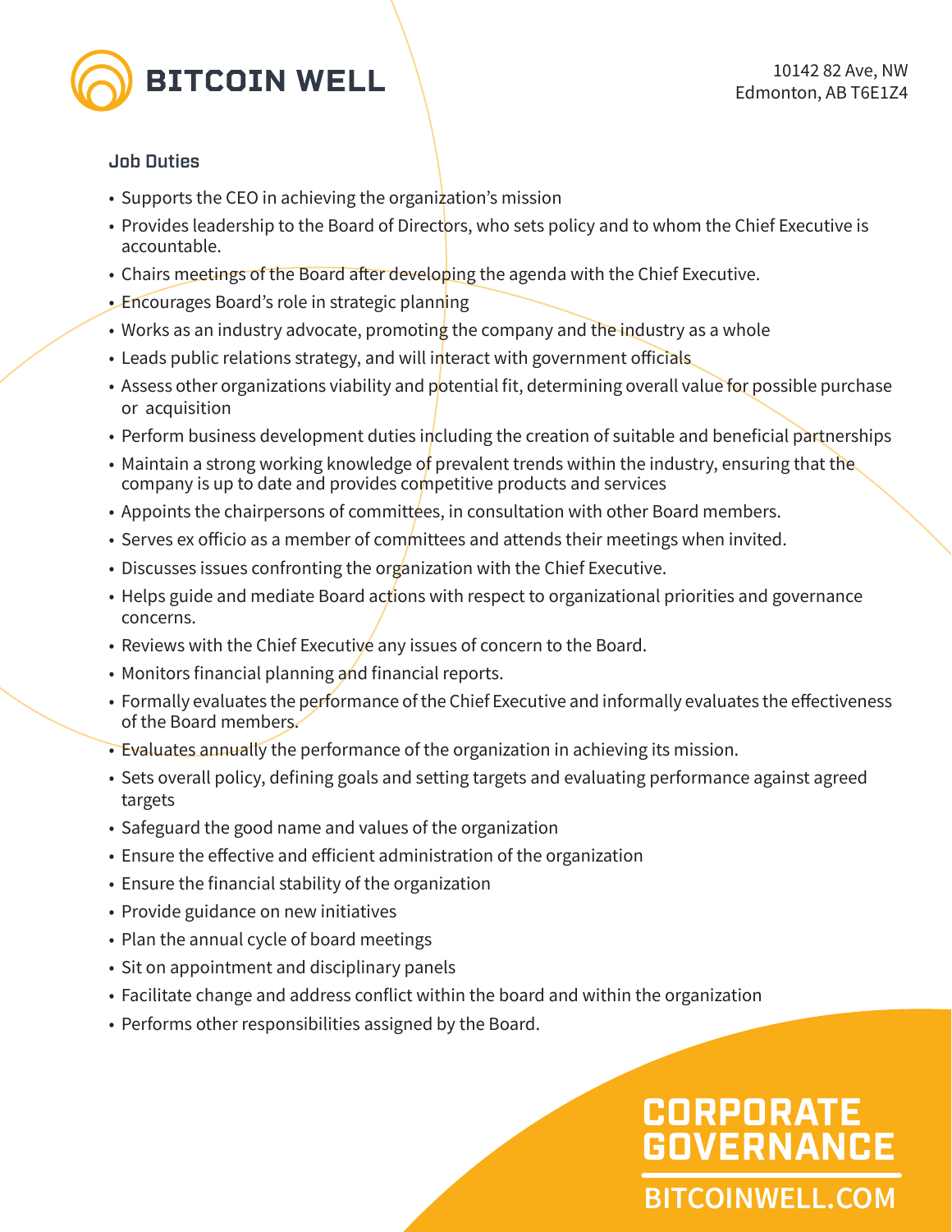### Job Duties

- Supports the CEO in achieving the organization's mission
- Provides leadership to the Board of Directors, who sets policy and to whom the Chief Executive is accountable.
- Chairs meetings of the Board after developing the agenda with the Chief Executive.
- Encourages Board's role in strategic planning
- Works as an industry advocate, promoting the company and the industry as a whole
- Leads public relations strategy, and will interact with government officials
- Assess other organizations viability and potential fit, determining overall value for possible purchase or acquisition
- Perform business development duties including the creation of suitable and beneficial partnerships
- Maintain a strong working knowledge of prevalent trends within the industry, ensuring that the company is up to date and provides competitive products and services
- Appoints the chairpersons of committees, in consultation with other Board members.
- Serves ex officio as a member of committees and attends their meetings when invited.
- Discusses issues confronting the organization with the Chief Executive.
- Helps guide and mediate Board actions with respect to organizational priorities and governance concerns.
- Reviews with the Chief Executive any issues of concern to the Board.
- Monitors financial planning and financial reports.
- Formally evaluates the performance of the Chief Executive and informally evaluates the effectiveness of the Board members.
- Evaluates annually the performance of the organization in achieving its mission.
- Sets overall policy, defining goals and setting targets and evaluating performance against agreed targets
- Safeguard the good name and values of the organization
- Ensure the effective and efficient administration of the organization
- Ensure the financial stability of the organization
- Provide guidance on new initiatives
- Plan the annual cycle of board meetings
- Sit on appointment and disciplinary panels
- Facilitate change and address conflict within the board and within the organization
- Performs other responsibilities assigned by the Board.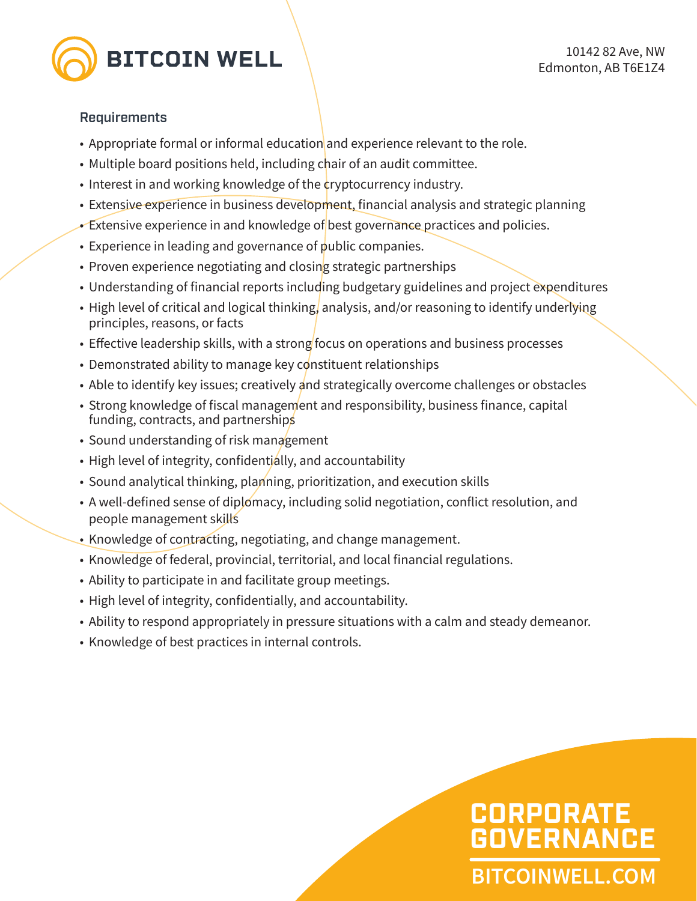### Requirements

- Appropriate formal or informal education and experience relevant to the role.
- Multiple board positions held, including chair of an audit committee.
- Interest in and working knowledge of the cryptocurrency industry.
- Extensive experience in business development, financial analysis and strategic planning
- Extensive experience in and knowledge of best governance practices and policies.
- Experience in leading and governance of public companies.
- Proven experience negotiating and closing strategic partnerships
- Understanding of financial reports including budgetary guidelines and project expenditures
- High level of critical and logical thinking, analysis, and/or reasoning to identify underlying principles, reasons, or facts
- Effective leadership skills, with a strong focus on operations and business processes
- Demonstrated ability to manage key constituent relationships
- Able to identify key issues; creatively and strategically overcome challenges or obstacles
- Strong knowledge of fiscal management and responsibility, business finance, capital funding, contracts, and partnerships
- Sound understanding of risk management
- High level of integrity, confidentially, and accountability
- Sound analytical thinking, planning, prioritization, and execution skills
- A well-defined sense of diplomacy, including solid negotiation, conflict resolution, and people management skills
- Knowledge of contracting, negotiating, and change management.
- Knowledge of federal, provincial, territorial, and local financial regulations.
- Ability to participate in and facilitate group meetings.
- High level of integrity, confidentially, and accountability.
- Ability to respond appropriately in pressure situations with a calm and steady demeanor.
- Knowledge of best practices in internal controls.